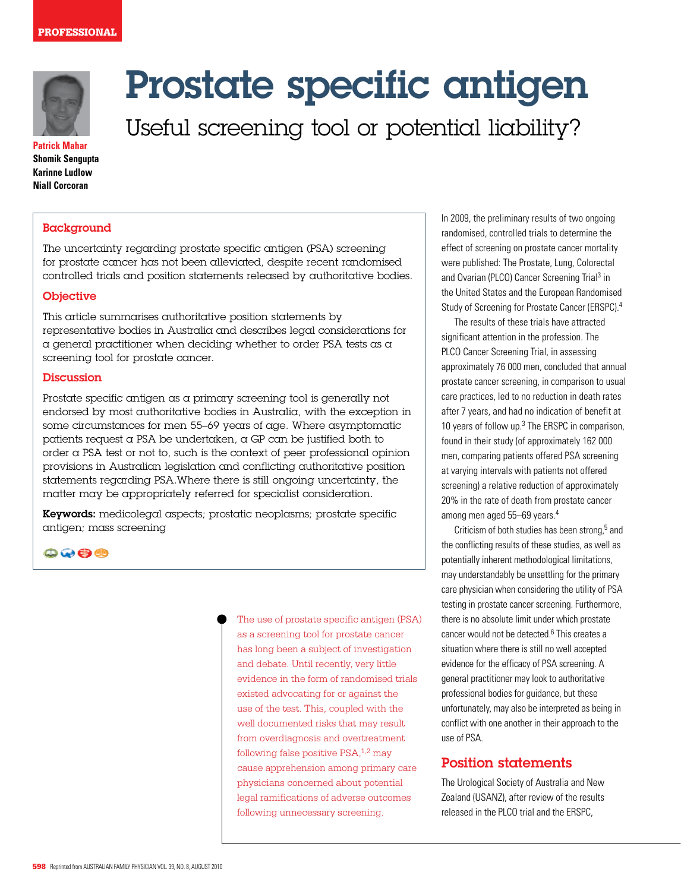PROFESSIONAL

# Prostate specific antigen

## Useful screening tool or potential liability?

Patrick Mahar
Shomik Sengupta
Karinne Ludlow
Niall Corcoran

### Background

The uncertainty regarding prostate specific antigen (PSA) screening for prostate cancer has not been alleviated, despite recent randomised controlled trials and position statements released by authoritative bodies.

### Objective

This article summarises authoritative position statements by representative bodies in Australia and describes legal considerations for a general practitioner when deciding whether to order PSA tests as a screening tool for prostate cancer.

### Discussion

Prostate specific antigen as a primary screening tool is generally not endorsed by most authoritative bodies in Australia, with the exception in some circumstances for men 55–69 years of age. Where asymptomatic patients request a PSA be undertaken, a GP can be justified both to order a PSA test or not to, such is the context of peer professional opinion provisions in Australian legislation and conflicting authoritative position statements regarding PSA. Where there is still ongoing uncertainty, the matter may be appropriately referred for specialist consideration.

**Keywords:** medicolegal aspects; prostatic neoplasms; prostate specific antigen; mass screening

The use of prostate specific antigen (PSA) as a screening tool for prostate cancer has long been a subject of investigation and debate. Until recently, very little evidence in the form of randomised trials existed advocating for or against the use of the test. This, coupled with the well documented risks that may result from overdiagnosis and overtreatment following false positive PSA,[1,2] may cause apprehension among primary care physicians concerned about potential legal ramifications of adverse outcomes following unnecessary screening.

In 2009, the preliminary results of two ongoing randomised, controlled trials to determine the effect of screening on prostate cancer mortality were published: The Prostate, Lung, Colorectal and Ovarian (PLCO) Cancer Screening Trial[3] in the United States and the European Randomised Study of Screening for Prostate Cancer (ERSPC).[4]

The results of these trials have attracted significant attention in the profession. The PLCO Cancer Screening Trial, in assessing approximately 76 000 men, concluded that annual prostate cancer screening, in comparison to usual care practices, led to no reduction in death rates after 7 years, and had no indication of benefit at 10 years of follow up.[3] The ERSPC in comparison, found in their study (of approximately 162 000 men, comparing patients offered PSA screening at varying intervals with patients not offered screening) a relative reduction of approximately 20% in the rate of death from prostate cancer among men aged 55–69 years.[4]

Criticism of both studies has been strong,[5] and the conflicting results of these studies, as well as potentially inherent methodological limitations, may understandably be unsettling for the primary care physician when considering the utility of PSA testing in prostate cancer screening. Furthermore, there is no absolute limit under which prostate cancer would not be detected.[6] This creates a situation where there is still no well accepted evidence for the efficacy of PSA screening. A general practitioner may look to authoritative professional bodies for guidance, but these unfortunately, may also be interpreted as being in conflict with one another in their approach to the use of PSA.

## Position statements

The Urological Society of Australia and New Zealand (USANZ), after review of the results released in the PLCO trial and the ERSPC,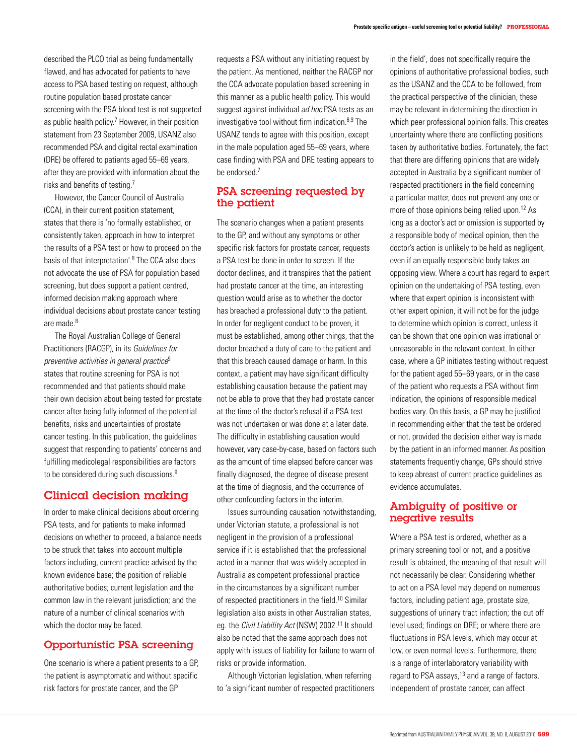described the PLCO trial as being fundamentally flawed, and has advocated for patients to have access to PSA based testing on request, although routine population based prostate cancer screening with the PSA blood test is not supported as public health policy.[7] However, in their position statement from 23 September 2009, USANZ also recommended PSA and digital rectal examination (DRE) be offered to patients aged 55–69 years, after they are provided with information about the risks and benefits of testing.[7]

However, the Cancer Council of Australia (CCA), in their current position statement, states that there is 'no formally established, or consistently taken, approach in how to interpret the results of a PSA test or how to proceed on the basis of that interpretation'.[8] The CCA also does not advocate the use of PSA for population based screening, but does support a patient centred, informed decision making approach where individual decisions about prostate cancer testing are made.[8]

The Royal Australian College of General Practitioners (RACGP), in its *Guidelines for preventive activities in general practice*[9] states that routine screening for PSA is not recommended and that patients should make their own decision about being tested for prostate cancer after being fully informed of the potential benefits, risks and uncertainties of prostate cancer testing. In this publication, the guidelines suggest that responding to patients' concerns and fulfilling medicolegal responsibilities are factors to be considered during such discussions.[9]

## Clinical decision making

In order to make clinical decisions about ordering PSA tests, and for patients to make informed decisions on whether to proceed, a balance needs to be struck that takes into account multiple factors including, current practice advised by the known evidence base; the position of reliable authoritative bodies; current legislation and the common law in the relevant jurisdiction; and the nature of a number of clinical scenarios with which the doctor may be faced.

## Opportunistic PSA screening

One scenario is where a patient presents to a GP, the patient is asymptomatic and without specific risk factors for prostate cancer, and the GP requests a PSA without any initiating request by the patient. As mentioned, neither the RACGP nor the CCA advocate population based screening in this manner as a public health policy. This would suggest against individual *ad hoc* PSA tests as an investigative tool without firm indication.[8,9] The USANZ tends to agree with this position, except in the male population aged 55–69 years, where case finding with PSA and DRE testing appears to be endorsed.[7]

## PSA screening requested by the patient

The scenario changes when a patient presents to the GP, and without any symptoms or other specific risk factors for prostate cancer, requests a PSA test be done in order to screen. If the doctor declines, and it transpires that the patient had prostate cancer at the time, an interesting question would arise as to whether the doctor has breached a professional duty to the patient. In order for negligent conduct to be proven, it must be established, among other things, that the doctor breached a duty of care to the patient and that this breach caused damage or harm. In this context, a patient may have significant difficulty establishing causation because the patient may not be able to prove that they had prostate cancer at the time of the doctor's refusal if a PSA test was not undertaken or was done at a later date. The difficulty in establishing causation would however, vary case-by-case, based on factors such as the amount of time elapsed before cancer was finally diagnosed, the degree of disease present at the time of diagnosis, and the occurrence of other confounding factors in the interim.

Issues surrounding causation notwithstanding, under Victorian statute, a professional is not negligent in the provision of a professional service if it is established that the professional acted in a manner that was widely accepted in Australia as competent professional practice in the circumstances by a significant number of respected practitioners in the field.[10] Similar legislation also exists in other Australian states, eg. the *Civil Liability Act* (NSW) 2002.[11] It should also be noted that the same approach does not apply with issues of liability for failure to warn of risks or provide information.

Although Victorian legislation, when referring to 'a significant number of respected practitioners in the field', does not specifically require the opinions of authoritative professional bodies, such as the USANZ and the CCA to be followed, from the practical perspective of the clinician, these may be relevant in determining the direction in which peer professional opinion falls. This creates uncertainty where there are conflicting positions taken by authoritative bodies. Fortunately, the fact that there are differing opinions that are widely accepted in Australia by a significant number of respected practitioners in the field concerning a particular matter, does not prevent any one or more of those opinions being relied upon.[12] As long as a doctor's act or omission is supported by a responsible body of medical opinion, then the doctor's action is unlikely to be held as negligent, even if an equally responsible body takes an opposing view. Where a court has regard to expert opinion on the undertaking of PSA testing, even where that expert opinion is inconsistent with other expert opinion, it will not be for the judge to determine which opinion is correct, unless it can be shown that one opinion was irrational or unreasonable in the relevant context. In either case, where a GP initiates testing without request for the patient aged 55–69 years, or in the case of the patient who requests a PSA without firm indication, the opinions of responsible medical bodies vary. On this basis, a GP may be justified in recommending either that the test be ordered or not, provided the decision either way is made by the patient in an informed manner. As position statements frequently change, GPs should strive to keep abreast of current practice guidelines as evidence accumulates.

## Ambiguity of positive or negative results

Where a PSA test is ordered, whether as a primary screening tool or not, and a positive result is obtained, the meaning of that result will not necessarily be clear. Considering whether to act on a PSA level may depend on numerous factors, including patient age, prostate size, suggestions of urinary tract infection; the cut off level used; findings on DRE; or where there are fluctuations in PSA levels, which may occur at low, or even normal levels. Furthermore, there is a range of interlaboratory variability with regard to PSA assays,[13] and a range of factors, independent of prostate cancer, can affect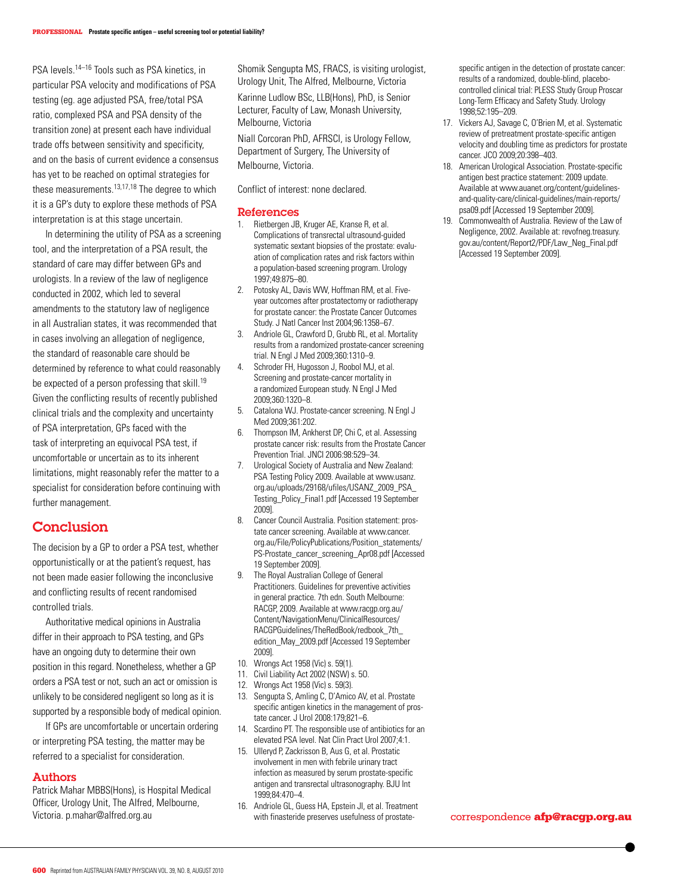PSA levels.[14–16] Tools such as PSA kinetics, in particular PSA velocity and modifications of PSA testing (eg. age adjusted PSA, free/total PSA ratio, complexed PSA and PSA density of the transition zone) at present each have individual trade offs between sensitivity and specificity, and on the basis of current evidence a consensus has yet to be reached on optimal strategies for these measurements.[13,17,18] The degree to which it is a GP's duty to explore these methods of PSA interpretation is at this stage uncertain.

In determining the utility of PSA as a screening tool, and the interpretation of a PSA result, the standard of care may differ between GPs and urologists. In a review of the law of negligence conducted in 2002, which led to several amendments to the statutory law of negligence in all Australian states, it was recommended that in cases involving an allegation of negligence, the standard of reasonable care should be determined by reference to what could reasonably be expected of a person professing that skill.[19] Given the conflicting results of recently published clinical trials and the complexity and uncertainty of PSA interpretation, GPs faced with the task of interpreting an equivocal PSA test, if uncomfortable or uncertain as to its inherent limitations, might reasonably refer the matter to a specialist for consideration before continuing with further management.

## Conclusion

The decision by a GP to order a PSA test, whether opportunistically or at the patient's request, has not been made easier following the inconclusive and conflicting results of recent randomised controlled trials.

Authoritative medical opinions in Australia differ in their approach to PSA testing, and GPs have an ongoing duty to determine their own position in this regard. Nonetheless, whether a GP orders a PSA test or not, such an act or omission is unlikely to be considered negligent so long as it is supported by a responsible body of medical opinion.

If GPs are uncomfortable or uncertain ordering or interpreting PSA testing, the matter may be referred to a specialist for consideration.

## Authors

Patrick Mahar MBBS(Hons), is Hospital Medical Officer, Urology Unit, The Alfred, Melbourne, Victoria. p.mahar@alfred.org.au

Shomik Sengupta MS, FRACS, is visiting urologist, Urology Unit, The Alfred, Melbourne, Victoria

Karinne Ludlow BSc, LLB(Hons), PhD, is Senior Lecturer, Faculty of Law, Monash University, Melbourne, Victoria

Niall Corcoran PhD, AFRSCI, is Urology Fellow, Department of Surgery, The University of Melbourne, Victoria.

Conflict of interest: none declared.

## References

1. Rietbergen JB, Kruger AE, Kranse R, et al. Complications of transrectal ultrasound-guided systematic sextant biopsies of the prostate: evaluation of complication rates and risk factors within a population-based screening program. Urology 1997;49:875–80.
2. Potosky AL, Davis WW, Hoffman RM, et al. Five-year outcomes after prostatectomy or radiotherapy for prostate cancer: the Prostate Cancer Outcomes Study. J Natl Cancer Inst 2004;96:1358–67.
3. Andriole GL, Crawford D, Grubb RL, et al. Mortality results from a randomized prostate-cancer screening trial. N Engl J Med 2009;360:1310–9.
4. Schroder FH, Hugosson J, Roobol MJ, et al. Screening and prostate-cancer mortality in a randomized European study. N Engl J Med 2009;360:1320–8.
5. Catalona WJ. Prostate-cancer screening. N Engl J Med 2009;361:202.
6. Thompson IM, Ankherst DP, Chi C, et al. Assessing prostate cancer risk: results from the Prostate Cancer Prevention Trial. JNCI 2006:98:529–34.
7. Urological Society of Australia and New Zealand: PSA Testing Policy 2009. Available at www.usanz.org.au/uploads/29168/ufiles/USANZ_2009_PSA_Testing_Policy_Final1.pdf [Accessed 19 September 2009].
8. Cancer Council Australia. Position statement: prostate cancer screening. Available at www.cancer.org.au/File/PolicyPublications/Position_statements/PS-Prostate_cancer_screening_Apr08.pdf [Accessed 19 September 2009].
9. The Royal Australian College of General Practitioners. Guidelines for preventive activities in general practice. 7th edn. South Melbourne: RACGP, 2009. Available at www.racgp.org.au/Content/NavigationMenu/ClinicalResources/RACGPGuidelines/TheRedBook/redbook_7th_edition_May_2009.pdf [Accessed 19 September 2009].
10. Wrongs Act 1958 (Vic) s. 59(1).
11. Civil Liability Act 2002 (NSW) s. 5O.
12. Wrongs Act 1958 (Vic) s. 59(3).
13. Sengupta S, Amling C, D'Amico AV, et al. Prostate specific antigen kinetics in the management of prostate cancer. J Urol 2008:179;821–6.
14. Scardino PT. The responsible use of antibiotics for an elevated PSA level. Nat Clin Pract Urol 2007;4:1.
15. Ulleryd P, Zackrisson B, Aus G, et al. Prostatic involvement in men with febrile urinary tract infection as measured by serum prostate-specific antigen and transrectal ultrasonography. BJU Int 1999;84:470–4.
16. Andriole GL, Guess HA, Epstein JI, et al. Treatment with finasteride preserves usefulness of prostate-specific antigen in the detection of prostate cancer: results of a randomized, double-blind, placebo-controlled clinical trial: PLESS Study Group Proscar Long-Term Efficacy and Safety Study. Urology 1998;52:195–209.
17. Vickers AJ, Savage C, O'Brien M, et al. Systematic review of pretreatment prostate-specific antigen velocity and doubling time as predictors for prostate cancer. JCO 2009;20:398–403.
18. American Urological Association. Prostate-specific antigen best practice statement: 2009 update. Available at www.auanet.org/content/guidelines-and-quality-care/clinical-guidelines/main-reports/psa09.pdf [Accessed 19 September 2009].
19. Commonwealth of Australia. Review of the Law of Negligence, 2002. Available at: revofneg.treasury.gov.au/content/Report2/PDF/Law_Neg_Final.pdf [Accessed 19 September 2009].

correspondence **afp@racgp.org.au**